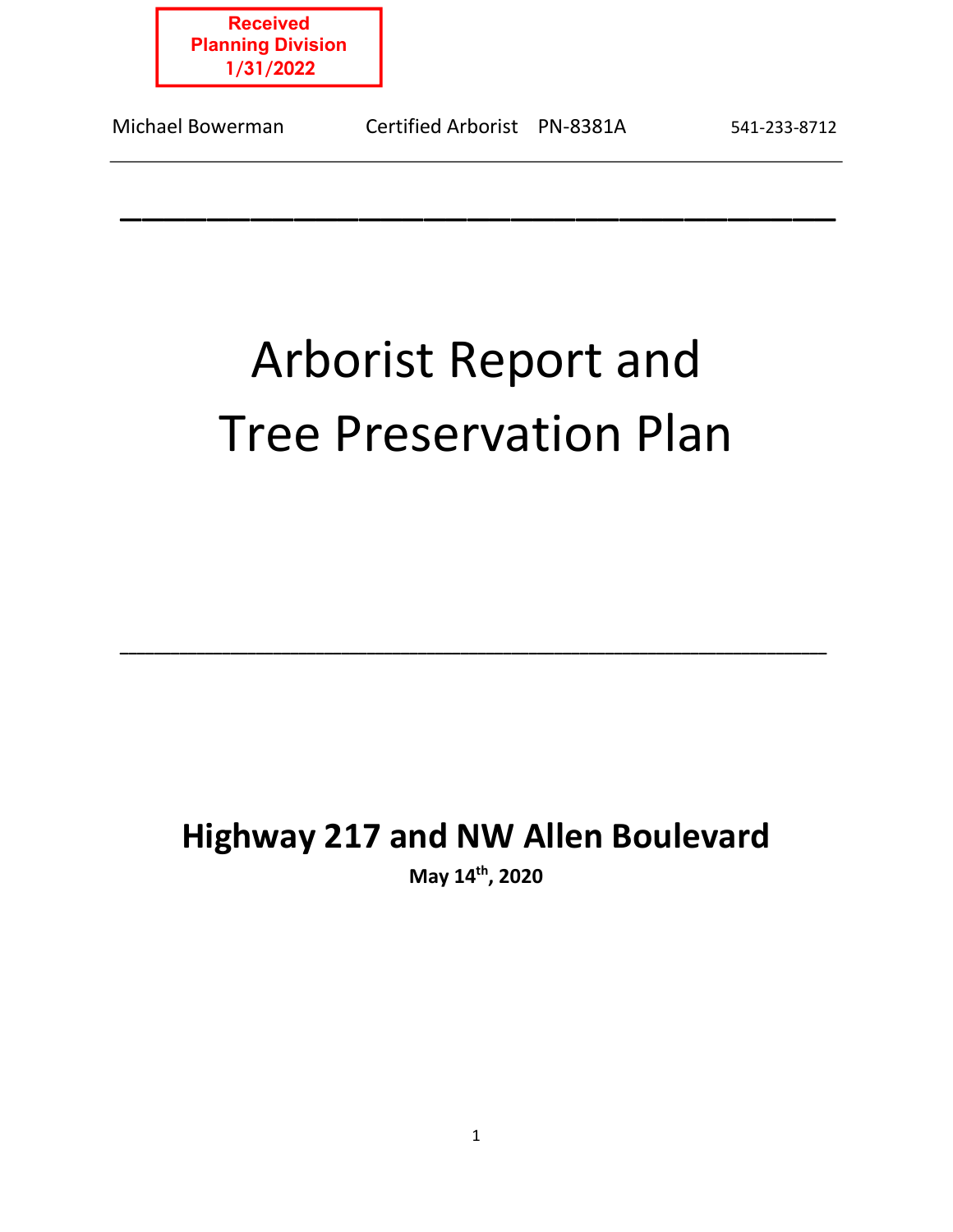Received
Planning Division
1/31/2022

Michael Bowerman Certified Arborist PN-8381A 541-233-8712

# Arborist Report and Tree Preservation Plan

## Highway 217 and NW Allen Boulevard

**May 14th, 2020**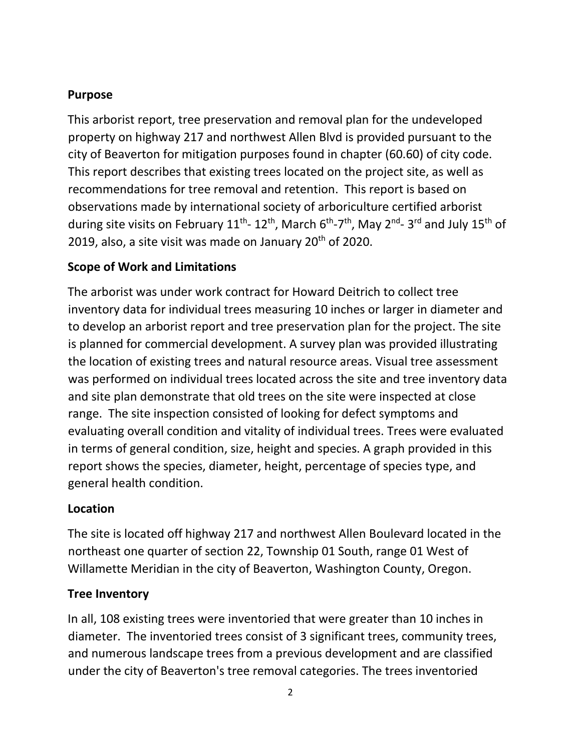## Purpose

This arborist report, tree preservation and removal plan for the undeveloped property on highway 217 and northwest Allen Blvd is provided pursuant to the city of Beaverton for mitigation purposes found in chapter (60.60) of city code. This report describes that existing trees located on the project site, as well as recommendations for tree removal and retention. This report is based on observations made by international society of arboriculture certified arborist during site visits on February 11th- 12th, March 6th-7th, May 2nd- 3rd and July 15th of 2019, also, a site visit was made on January 20th of 2020.

## Scope of Work and Limitations

The arborist was under work contract for Howard Deitrich to collect tree inventory data for individual trees measuring 10 inches or larger in diameter and to develop an arborist report and tree preservation plan for the project. The site is planned for commercial development. A survey plan was provided illustrating the location of existing trees and natural resource areas. Visual tree assessment was performed on individual trees located across the site and tree inventory data and site plan demonstrate that old trees on the site were inspected at close range. The site inspection consisted of looking for defect symptoms and evaluating overall condition and vitality of individual trees. Trees were evaluated in terms of general condition, size, height and species. A graph provided in this report shows the species, diameter, height, percentage of species type, and general health condition.

## Location

The site is located off highway 217 and northwest Allen Boulevard located in the northeast one quarter of section 22, Township 01 South, range 01 West of Willamette Meridian in the city of Beaverton, Washington County, Oregon.

## Tree Inventory

In all, 108 existing trees were inventoried that were greater than 10 inches in diameter. The inventoried trees consist of 3 significant trees, community trees, and numerous landscape trees from a previous development and are classified under the city of Beaverton's tree removal categories. The trees inventoried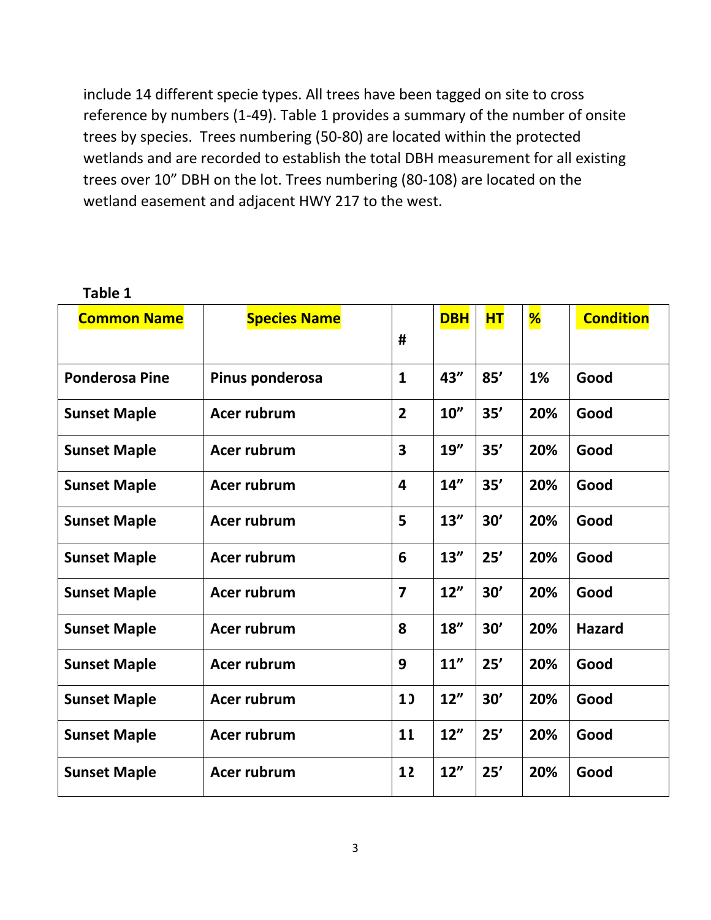include 14 different specie types. All trees have been tagged on site to cross reference by numbers (1-49). Table 1 provides a summary of the number of onsite trees by species. Trees numbering (50-80) are located within the protected wetlands and are recorded to establish the total DBH measurement for all existing trees over 10" DBH on the lot. Trees numbering (80-108) are located on the wetland easement and adjacent HWY 217 to the west.

**Table 1**

| Common Name | Species Name | # | DBH | HT | % | Condition |
|---|---|---|---|---|---|---|
| **Ponderosa Pine** | **Pinus ponderosa** | **1** | **43"** | **85'** | **1%** | **Good** |
| **Sunset Maple** | **Acer rubrum** | **2** | **10"** | **35'** | **20%** | **Good** |
| **Sunset Maple** | **Acer rubrum** | **3** | **19"** | **35'** | **20%** | **Good** |
| **Sunset Maple** | **Acer rubrum** | **4** | **14"** | **35'** | **20%** | **Good** |
| **Sunset Maple** | **Acer rubrum** | **5** | **13"** | **30'** | **20%** | **Good** |
| **Sunset Maple** | **Acer rubrum** | **6** | **13"** | **25'** | **20%** | **Good** |
| **Sunset Maple** | **Acer rubrum** | **7** | **12"** | **30'** | **20%** | **Good** |
| **Sunset Maple** | **Acer rubrum** | **8** | **18"** | **30'** | **20%** | **Hazard** |
| **Sunset Maple** | **Acer rubrum** | **9** | **11"** | **25'** | **20%** | **Good** |
| **Sunset Maple** | **Acer rubrum** | **10** | **12"** | **30'** | **20%** | **Good** |
| **Sunset Maple** | **Acer rubrum** | **11** | **12"** | **25'** | **20%** | **Good** |
| **Sunset Maple** | **Acer rubrum** | **12** | **12"** | **25'** | **20%** | **Good** |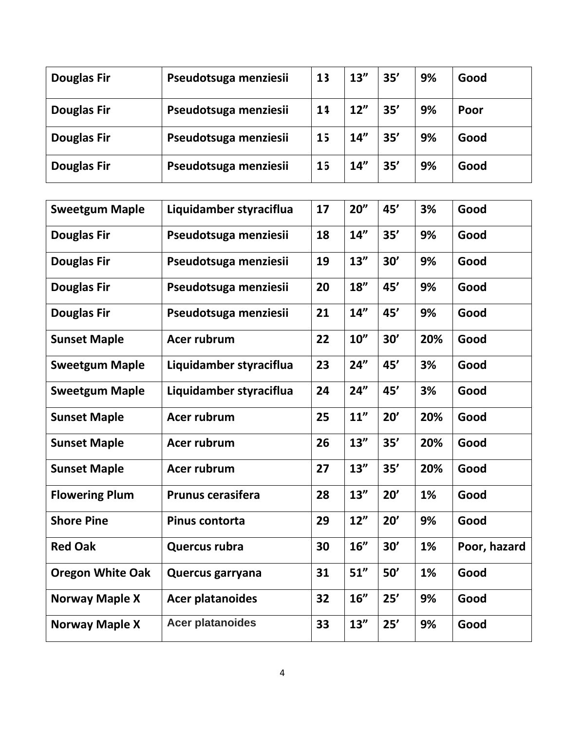| Douglas Fir | Pseudotsuga menziesii | 13 | 13” | 35’ | 9% | Good |
|---|---|---|---|---|---|---|
| Douglas Fir | Pseudotsuga menziesii | 14 | 12” | 35’ | 9% | Poor |
| Douglas Fir | Pseudotsuga menziesii | 15 | 14” | 35’ | 9% | Good |
| Douglas Fir | Pseudotsuga menziesii | 16 | 14” | 35’ | 9% | Good |
| Sweetgum Maple | Liquidamber styraciflua | 17 | 20” | 45’ | 3% | Good |
| Douglas Fir | Pseudotsuga menziesii | 18 | 14” | 35’ | 9% | Good |
| Douglas Fir | Pseudotsuga menziesii | 19 | 13” | 30’ | 9% | Good |
| Douglas Fir | Pseudotsuga menziesii | 20 | 18” | 45’ | 9% | Good |
| Douglas Fir | Pseudotsuga menziesii | 21 | 14” | 45’ | 9% | Good |
| Sunset Maple | Acer rubrum | 22 | 10” | 30’ | 20% | Good |
| Sweetgum Maple | Liquidamber styraciflua | 23 | 24” | 45’ | 3% | Good |
| Sweetgum Maple | Liquidamber styraciflua | 24 | 24” | 45’ | 3% | Good |
| Sunset Maple | Acer rubrum | 25 | 11” | 20’ | 20% | Good |
| Sunset Maple | Acer rubrum | 26 | 13” | 35’ | 20% | Good |
| Sunset Maple | Acer rubrum | 27 | 13” | 35’ | 20% | Good |
| Flowering Plum | Prunus cerasifera | 28 | 13” | 20’ | 1% | Good |
| Shore Pine | Pinus contorta | 29 | 12” | 20’ | 9% | Good |
| Red Oak | Quercus rubra | 30 | 16” | 30’ | 1% | Poor, hazard |
| Oregon White Oak | Quercus garryana | 31 | 51” | 50’ | 1% | Good |
| Norway Maple X | Acer platanoides | 32 | 16” | 25’ | 9% | Good |
| Norway Maple X | Acer platanoides | 33 | 13” | 25’ | 9% | Good |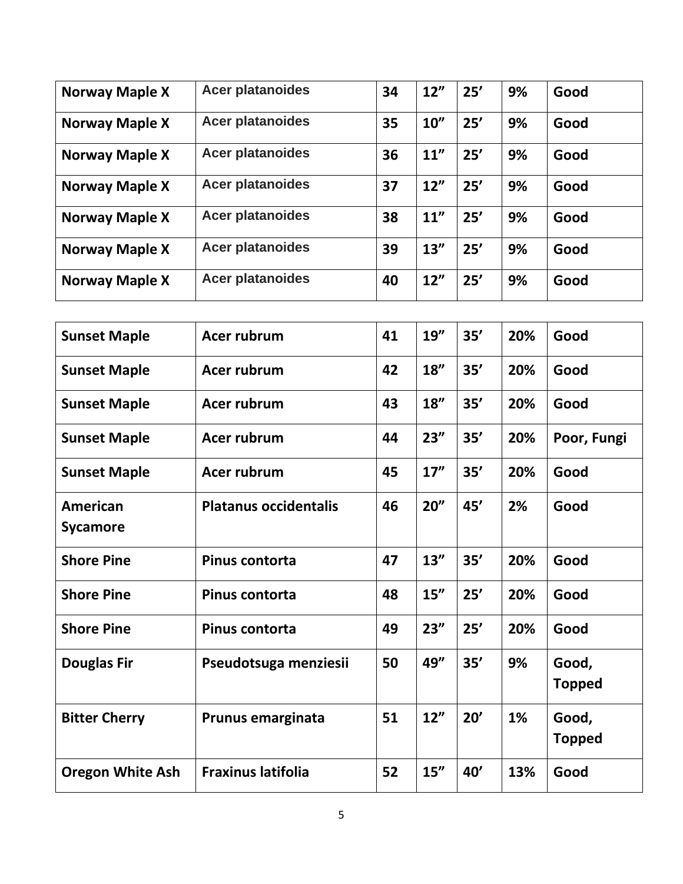| Norway Maple X | Acer platanoides | 34 | 12” | 25’ | 9% | Good |
|---|---|---|---|---|---|---|
| Norway Maple X | Acer platanoides | 35 | 10” | 25’ | 9% | Good |
| Norway Maple X | Acer platanoides | 36 | 11” | 25’ | 9% | Good |
| Norway Maple X | Acer platanoides | 37 | 12” | 25’ | 9% | Good |
| Norway Maple X | Acer platanoides | 38 | 11” | 25’ | 9% | Good |
| Norway Maple X | Acer platanoides | 39 | 13” | 25’ | 9% | Good |
| Norway Maple X | Acer platanoides | 40 | 12” | 25’ | 9% | Good |

| Sunset Maple | Acer rubrum | 41 | 19” | 35’ | 20% | Good |
|---|---|---|---|---|---|---|
| Sunset Maple | Acer rubrum | 42 | 18” | 35’ | 20% | Good |
| Sunset Maple | Acer rubrum | 43 | 18” | 35’ | 20% | Good |
| Sunset Maple | Acer rubrum | 44 | 23” | 35’ | 20% | Poor, Fungi |
| Sunset Maple | Acer rubrum | 45 | 17” | 35’ | 20% | Good |
| American Sycamore | Platanus occidentalis | 46 | 20” | 45’ | 2% | Good |
| Shore Pine | Pinus contorta | 47 | 13” | 35’ | 20% | Good |
| Shore Pine | Pinus contorta | 48 | 15” | 25’ | 20% | Good |
| Shore Pine | Pinus contorta | 49 | 23” | 25’ | 20% | Good |
| Douglas Fir | Pseudotsuga menziesii | 50 | 49” | 35’ | 9% | Good, Topped |
| Bitter Cherry | Prunus emarginata | 51 | 12” | 20’ | 1% | Good, Topped |
| Oregon White Ash | Fraxinus latifolia | 52 | 15” | 40’ | 13% | Good |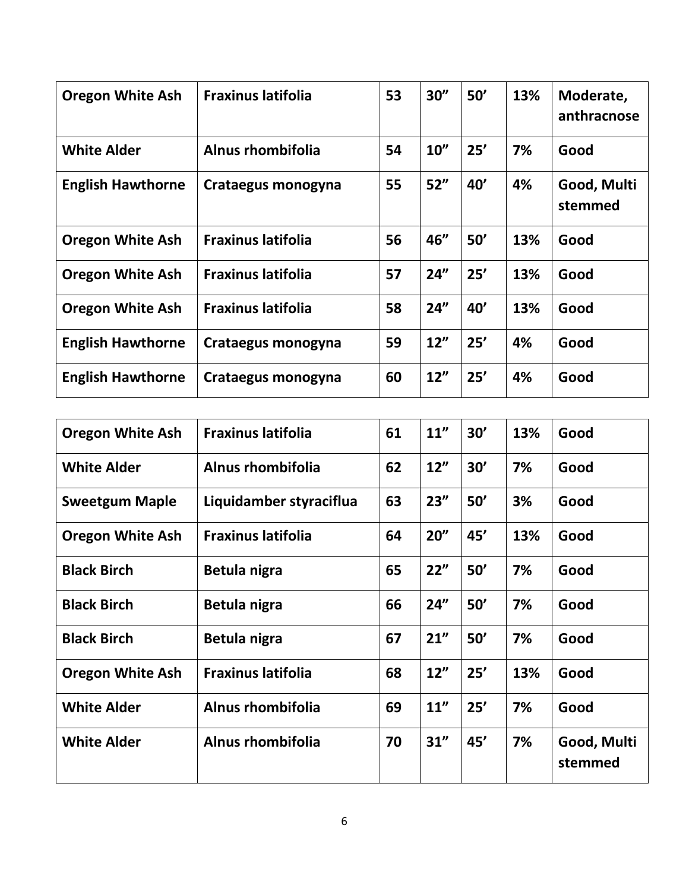| Oregon White Ash | Fraxinus latifolia | 53 | 30" | 50' | 13% | Moderate, anthracnose |
|---|---|---|---|---|---|---|
| White Alder | Alnus rhombifolia | 54 | 10" | 25' | 7% | Good |
| English Hawthorne | Crataegus monogyna | 55 | 52" | 40' | 4% | Good, Multi stemmed |
| Oregon White Ash | Fraxinus latifolia | 56 | 46" | 50' | 13% | Good |
| Oregon White Ash | Fraxinus latifolia | 57 | 24" | 25' | 13% | Good |
| Oregon White Ash | Fraxinus latifolia | 58 | 24" | 40' | 13% | Good |
| English Hawthorne | Crataegus monogyna | 59 | 12" | 25' | 4% | Good |
| English Hawthorne | Crataegus monogyna | 60 | 12" | 25' | 4% | Good |
| Oregon White Ash | Fraxinus latifolia | 61 | 11" | 30' | 13% | Good |
| White Alder | Alnus rhombifolia | 62 | 12" | 30' | 7% | Good |
| Sweetgum Maple | Liquidamber styraciflua | 63 | 23" | 50' | 3% | Good |
| Oregon White Ash | Fraxinus latifolia | 64 | 20" | 45' | 13% | Good |
| Black Birch | Betula nigra | 65 | 22" | 50' | 7% | Good |
| Black Birch | Betula nigra | 66 | 24" | 50' | 7% | Good |
| Black Birch | Betula nigra | 67 | 21" | 50' | 7% | Good |
| Oregon White Ash | Fraxinus latifolia | 68 | 12" | 25' | 13% | Good |
| White Alder | Alnus rhombifolia | 69 | 11" | 25' | 7% | Good |
| White Alder | Alnus rhombifolia | 70 | 31" | 45' | 7% | Good, Multi stemmed |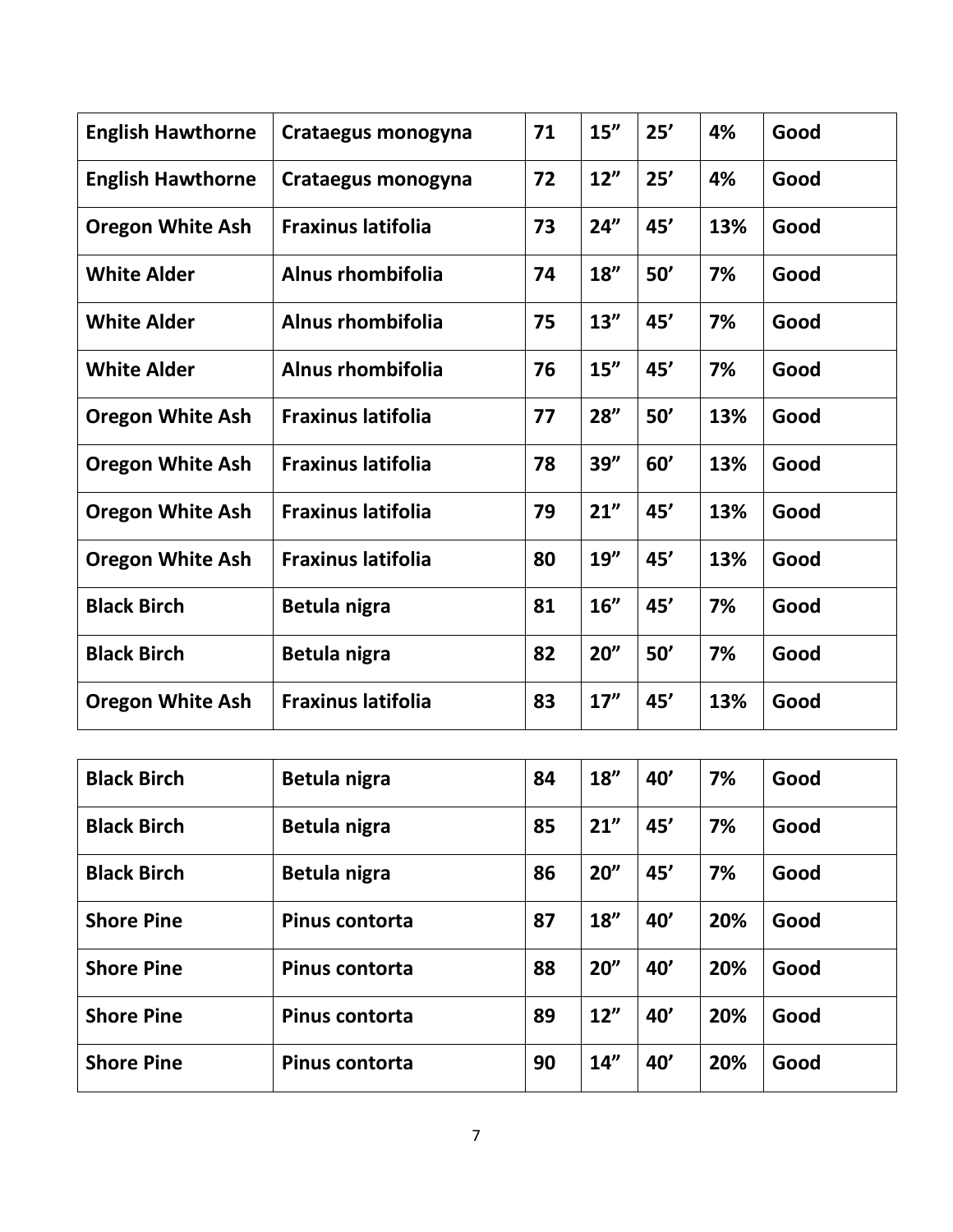| English Hawthorne | Crataegus monogyna | 71 | 15” | 25’ | 4% | Good |
|---|---|---|---|---|---|---|
| English Hawthorne | Crataegus monogyna | 72 | 12” | 25’ | 4% | Good |
| Oregon White Ash | Fraxinus latifolia | 73 | 24” | 45’ | 13% | Good |
| White Alder | Alnus rhombifolia | 74 | 18” | 50’ | 7% | Good |
| White Alder | Alnus rhombifolia | 75 | 13” | 45’ | 7% | Good |
| White Alder | Alnus rhombifolia | 76 | 15” | 45’ | 7% | Good |
| Oregon White Ash | Fraxinus latifolia | 77 | 28” | 50’ | 13% | Good |
| Oregon White Ash | Fraxinus latifolia | 78 | 39” | 60’ | 13% | Good |
| Oregon White Ash | Fraxinus latifolia | 79 | 21” | 45’ | 13% | Good |
| Oregon White Ash | Fraxinus latifolia | 80 | 19” | 45’ | 13% | Good |
| Black Birch | Betula nigra | 81 | 16” | 45’ | 7% | Good |
| Black Birch | Betula nigra | 82 | 20” | 50’ | 7% | Good |
| Oregon White Ash | Fraxinus latifolia | 83 | 17” | 45’ | 13% | Good |
| Black Birch | Betula nigra | 84 | 18” | 40’ | 7% | Good |
| Black Birch | Betula nigra | 85 | 21” | 45’ | 7% | Good |
| Black Birch | Betula nigra | 86 | 20” | 45’ | 7% | Good |
| Shore Pine | Pinus contorta | 87 | 18” | 40’ | 20% | Good |
| Shore Pine | Pinus contorta | 88 | 20” | 40’ | 20% | Good |
| Shore Pine | Pinus contorta | 89 | 12” | 40’ | 20% | Good |
| Shore Pine | Pinus contorta | 90 | 14” | 40’ | 20% | Good |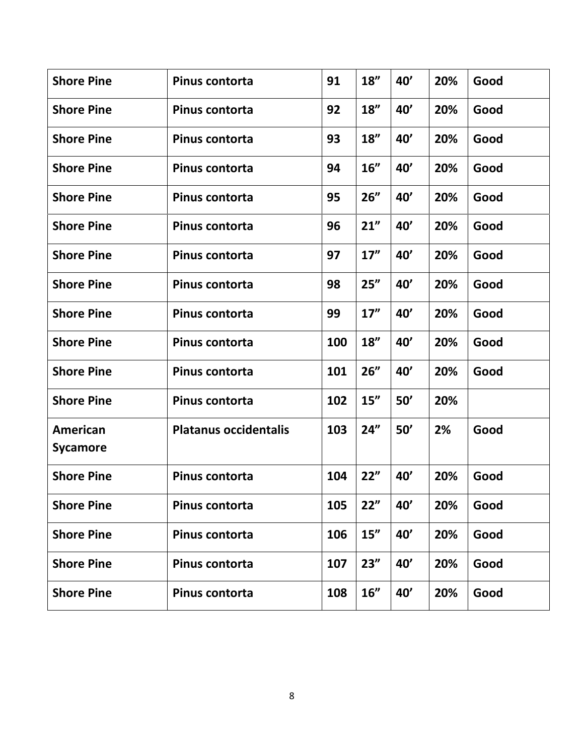| Shore Pine | Pinus contorta | 91 | 18” | 40’ | 20% | Good |
|---|---|---|---|---|---|---|
| Shore Pine | Pinus contorta | 92 | 18” | 40’ | 20% | Good |
| Shore Pine | Pinus contorta | 93 | 18” | 40’ | 20% | Good |
| Shore Pine | Pinus contorta | 94 | 16” | 40’ | 20% | Good |
| Shore Pine | Pinus contorta | 95 | 26” | 40’ | 20% | Good |
| Shore Pine | Pinus contorta | 96 | 21” | 40’ | 20% | Good |
| Shore Pine | Pinus contorta | 97 | 17” | 40’ | 20% | Good |
| Shore Pine | Pinus contorta | 98 | 25” | 40’ | 20% | Good |
| Shore Pine | Pinus contorta | 99 | 17” | 40’ | 20% | Good |
| Shore Pine | Pinus contorta | 100 | 18” | 40’ | 20% | Good |
| Shore Pine | Pinus contorta | 101 | 26” | 40’ | 20% | Good |
| Shore Pine | Pinus contorta | 102 | 15” | 50’ | 20% | |
| American Sycamore | Platanus occidentalis | 103 | 24” | 50’ | 2% | Good |
| Shore Pine | Pinus contorta | 104 | 22” | 40’ | 20% | Good |
| Shore Pine | Pinus contorta | 105 | 22” | 40’ | 20% | Good |
| Shore Pine | Pinus contorta | 106 | 15” | 40’ | 20% | Good |
| Shore Pine | Pinus contorta | 107 | 23” | 40’ | 20% | Good |
| Shore Pine | Pinus contorta | 108 | 16” | 40’ | 20% | Good |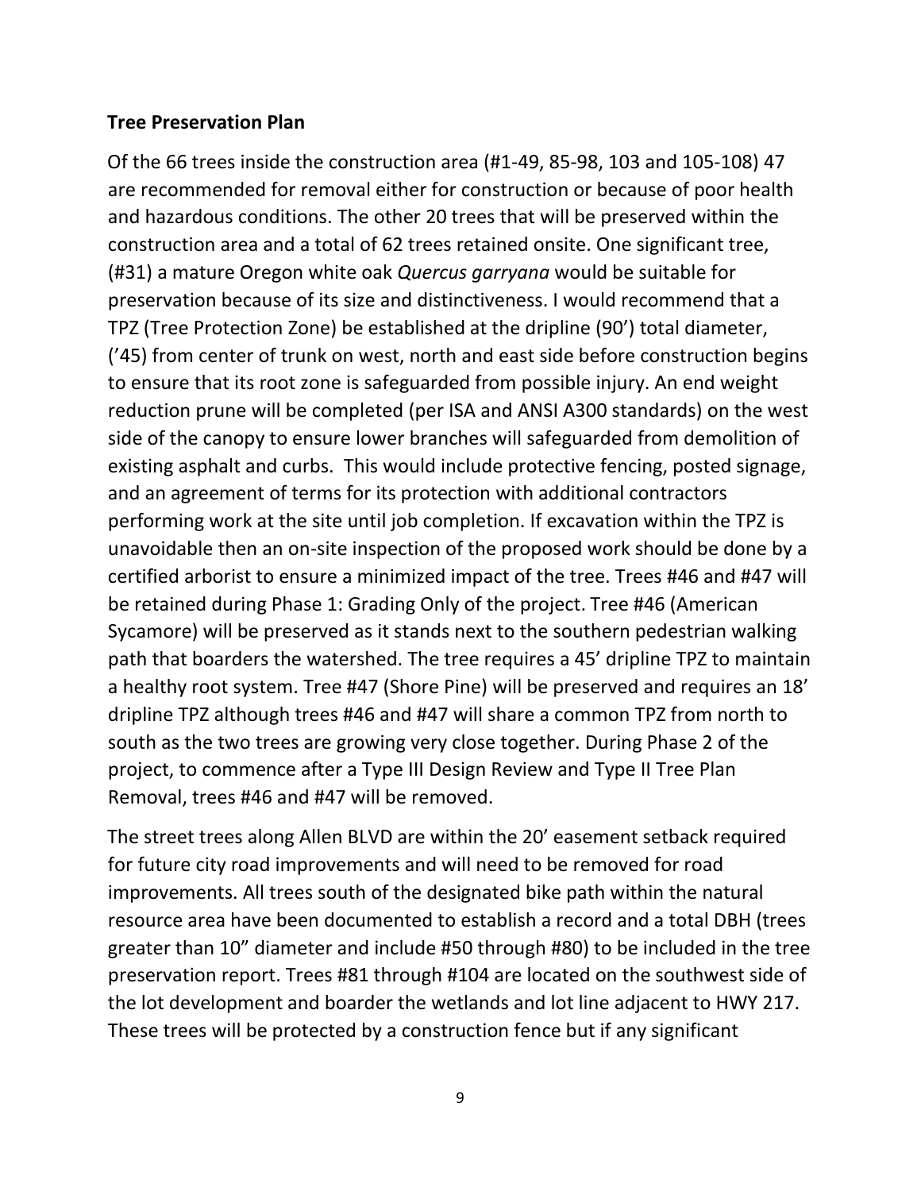**Tree Preservation Plan**

Of the 66 trees inside the construction area (#1-49, 85-98, 103 and 105-108) 47 are recommended for removal either for construction or because of poor health and hazardous conditions. The other 20 trees that will be preserved within the construction area and a total of 62 trees retained onsite. One significant tree, (#31) a mature Oregon white oak *Quercus garryana* would be suitable for preservation because of its size and distinctiveness. I would recommend that a TPZ (Tree Protection Zone) be established at the dripline (90') total diameter, ('45) from center of trunk on west, north and east side before construction begins to ensure that its root zone is safeguarded from possible injury. An end weight reduction prune will be completed (per ISA and ANSI A300 standards) on the west side of the canopy to ensure lower branches will safeguarded from demolition of existing asphalt and curbs. This would include protective fencing, posted signage, and an agreement of terms for its protection with additional contractors performing work at the site until job completion. If excavation within the TPZ is unavoidable then an on-site inspection of the proposed work should be done by a certified arborist to ensure a minimized impact of the tree. Trees #46 and #47 will be retained during Phase 1: Grading Only of the project. Tree #46 (American Sycamore) will be preserved as it stands next to the southern pedestrian walking path that boarders the watershed. The tree requires a 45' dripline TPZ to maintain a healthy root system. Tree #47 (Shore Pine) will be preserved and requires an 18' dripline TPZ although trees #46 and #47 will share a common TPZ from north to south as the two trees are growing very close together. During Phase 2 of the project, to commence after a Type III Design Review and Type II Tree Plan Removal, trees #46 and #47 will be removed.

The street trees along Allen BLVD are within the 20' easement setback required for future city road improvements and will need to be removed for road improvements. All trees south of the designated bike path within the natural resource area have been documented to establish a record and a total DBH (trees greater than 10" diameter and include #50 through #80) to be included in the tree preservation report. Trees #81 through #104 are located on the southwest side of the lot development and boarder the wetlands and lot line adjacent to HWY 217. These trees will be protected by a construction fence but if any significant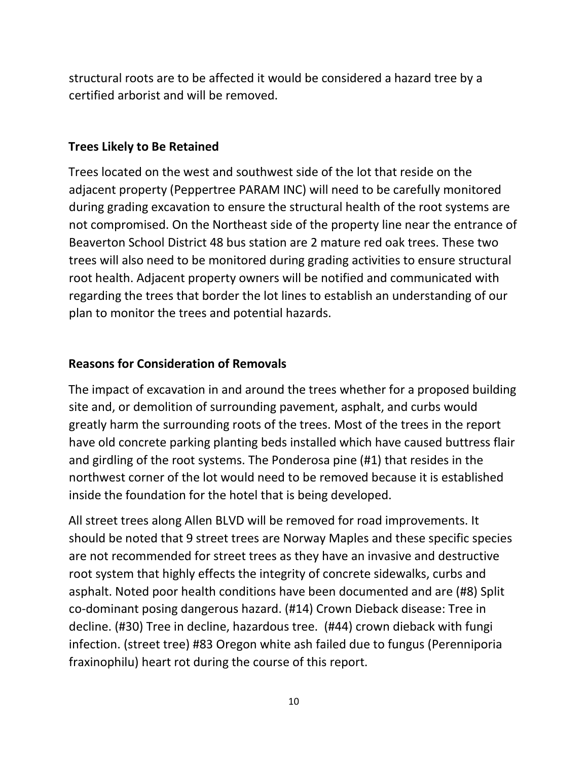structural roots are to be affected it would be considered a hazard tree by a certified arborist and will be removed.

### Trees Likely to Be Retained

Trees located on the west and southwest side of the lot that reside on the adjacent property (Peppertree PARAM INC) will need to be carefully monitored during grading excavation to ensure the structural health of the root systems are not compromised. On the Northeast side of the property line near the entrance of Beaverton School District 48 bus station are 2 mature red oak trees. These two trees will also need to be monitored during grading activities to ensure structural root health. Adjacent property owners will be notified and communicated with regarding the trees that border the lot lines to establish an understanding of our plan to monitor the trees and potential hazards.

### Reasons for Consideration of Removals

The impact of excavation in and around the trees whether for a proposed building site and, or demolition of surrounding pavement, asphalt, and curbs would greatly harm the surrounding roots of the trees. Most of the trees in the report have old concrete parking planting beds installed which have caused buttress flair and girdling of the root systems. The Ponderosa pine (#1) that resides in the northwest corner of the lot would need to be removed because it is established inside the foundation for the hotel that is being developed.

All street trees along Allen BLVD will be removed for road improvements. It should be noted that 9 street trees are Norway Maples and these specific species are not recommended for street trees as they have an invasive and destructive root system that highly effects the integrity of concrete sidewalks, curbs and asphalt. Noted poor health conditions have been documented and are (#8) Split co-dominant posing dangerous hazard. (#14) Crown Dieback disease: Tree in decline. (#30) Tree in decline, hazardous tree. (#44) crown dieback with fungi infection. (street tree) #83 Oregon white ash failed due to fungus (Perenniporia fraxinophilu) heart rot during the course of this report.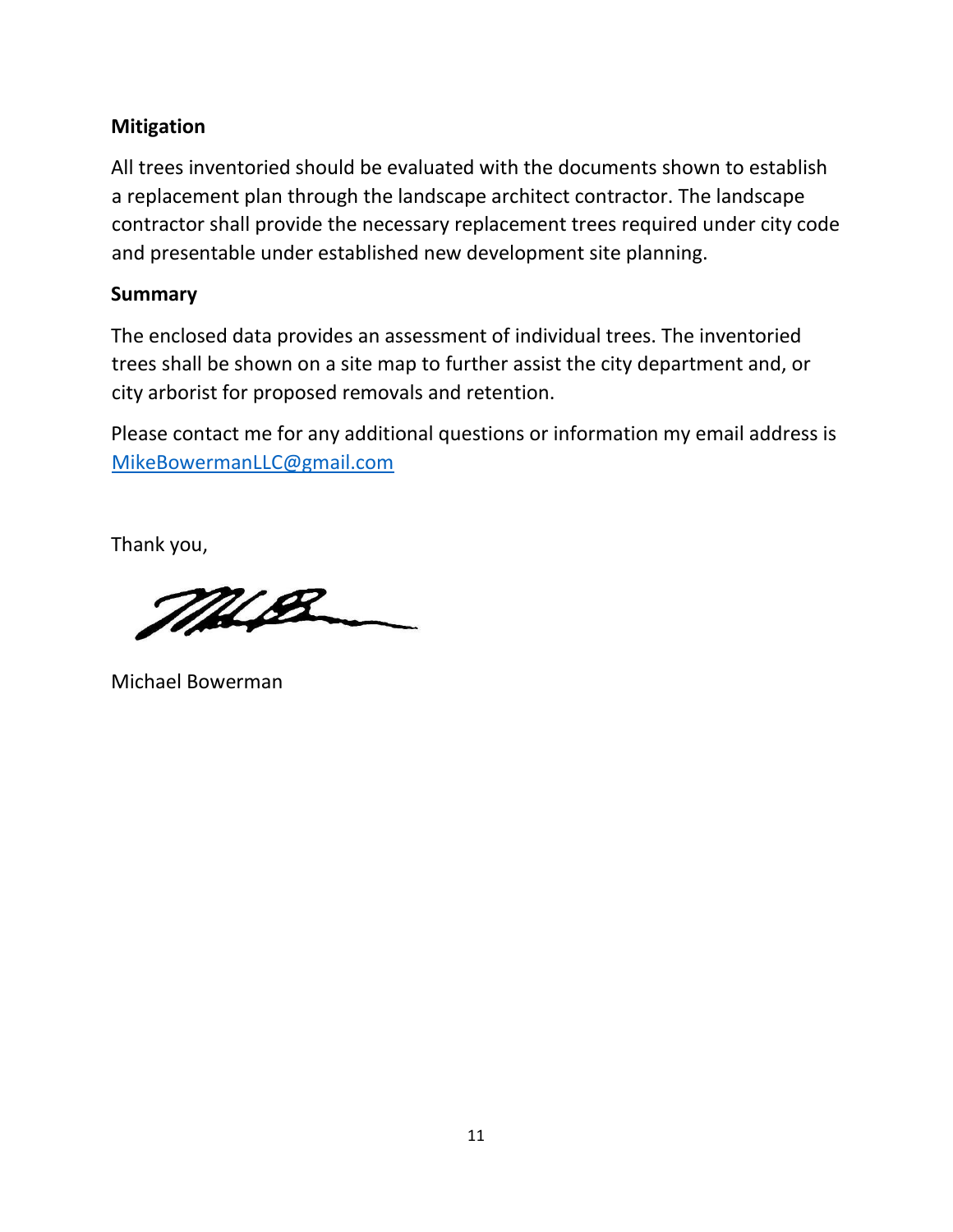## Mitigation

All trees inventoried should be evaluated with the documents shown to establish a replacement plan through the landscape architect contractor. The landscape contractor shall provide the necessary replacement trees required under city code and presentable under established new development site planning.

## Summary

The enclosed data provides an assessment of individual trees. The inventoried trees shall be shown on a site map to further assist the city department and, or city arborist for proposed removals and retention.

Please contact me for any additional questions or information my email address is MikeBowermanLLC@gmail.com

Thank you,

Michael Bowerman